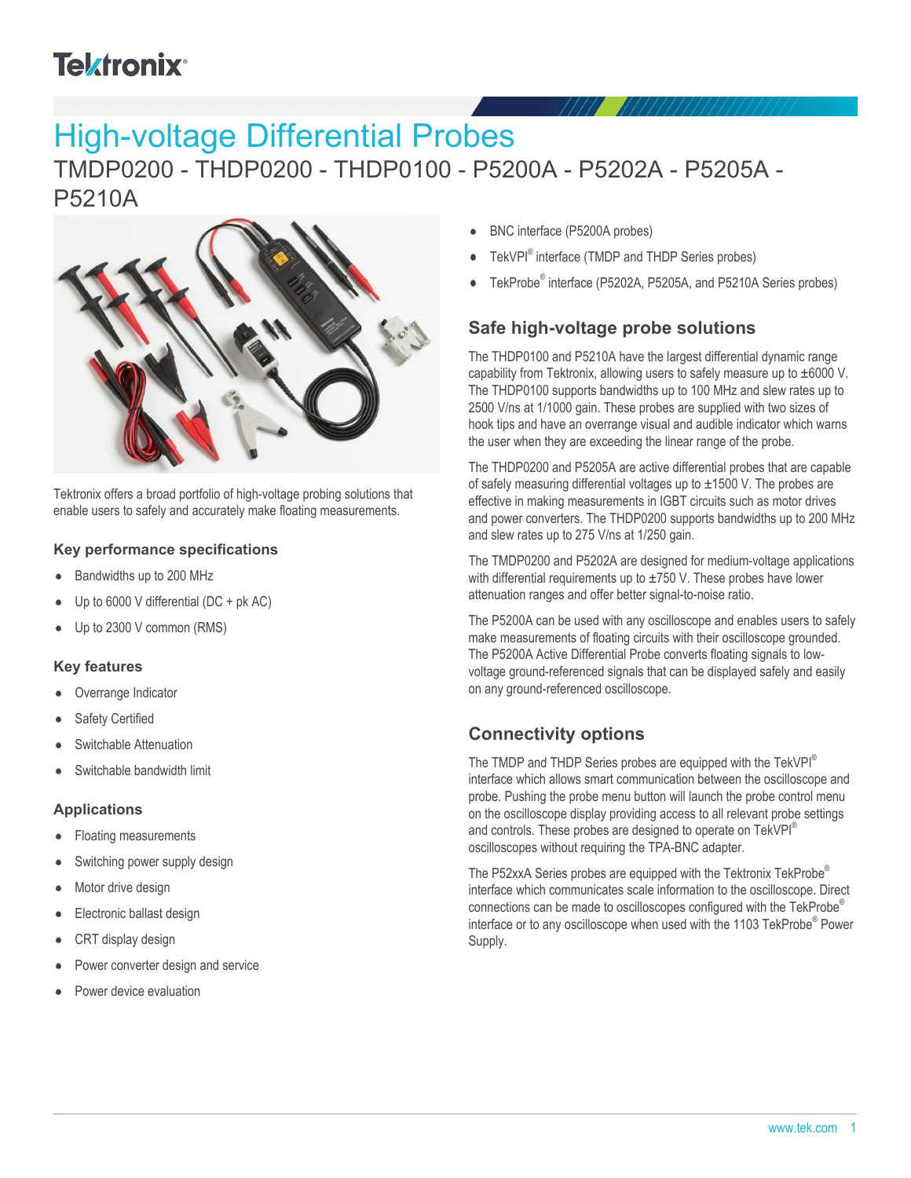# High-voltage Differential Probes

## TMDP0200 - THDP0200 - THDP0100 - P5200A - P5202A - P5205A - P5210A

Tektronix offers a broad portfolio of high-voltage probing solutions that enable users to safely and accurately make floating measurements.

### Key performance specifications

- Bandwidths up to 200 MHz
- Up to 6000 V differential (DC + pk AC)
- Up to 2300 V common (RMS)

### Key features

- Overrange Indicator
- Safety Certified
- Switchable Attenuation
- Switchable bandwidth limit

### Applications

- Floating measurements
- Switching power supply design
- Motor drive design
- Electronic ballast design
- CRT display design
- Power converter design and service
- Power device evaluation
- BNC interface (P5200A probes)
- TekVPI® interface (TMDP and THDP Series probes)
- TekProbe® interface (P5202A, P5205A, and P5210A Series probes)

### Safe high-voltage probe solutions

The THDP0100 and P5210A have the largest differential dynamic range capability from Tektronix, allowing users to safely measure up to ±6000 V. The THDP0100 supports bandwidths up to 100 MHz and slew rates up to 2500 V/ns at 1/1000 gain. These probes are supplied with two sizes of hook tips and have an overrange visual and audible indicator which warns the user when they are exceeding the linear range of the probe.

The THDP0200 and P5205A are active differential probes that are capable of safely measuring differential voltages up to ±1500 V. The probes are effective in making measurements in IGBT circuits such as motor drives and power converters. The THDP0200 supports bandwidths up to 200 MHz and slew rates up to 275 V/ns at 1/250 gain.

The TMDP0200 and P5202A are designed for medium-voltage applications with differential requirements up to ±750 V. These probes have lower attenuation ranges and offer better signal-to-noise ratio.

The P5200A can be used with any oscilloscope and enables users to safely make measurements of floating circuits with their oscilloscope grounded. The P5200A Active Differential Probe converts floating signals to low-voltage ground-referenced signals that can be displayed safely and easily on any ground-referenced oscilloscope.

### Connectivity options

The TMDP and THDP Series probes are equipped with the TekVPI® interface which allows smart communication between the oscilloscope and probe. Pushing the probe menu button will launch the probe control menu on the oscilloscope display providing access to all relevant probe settings and controls. These probes are designed to operate on TekVPI® oscilloscopes without requiring the TPA-BNC adapter.

The P52xxA Series probes are equipped with the Tektronix TekProbe® interface which communicates scale information to the oscilloscope. Direct connections can be made to oscilloscopes configured with the TekProbe® interface or to any oscilloscope when used with the 1103 TekProbe® Power Supply.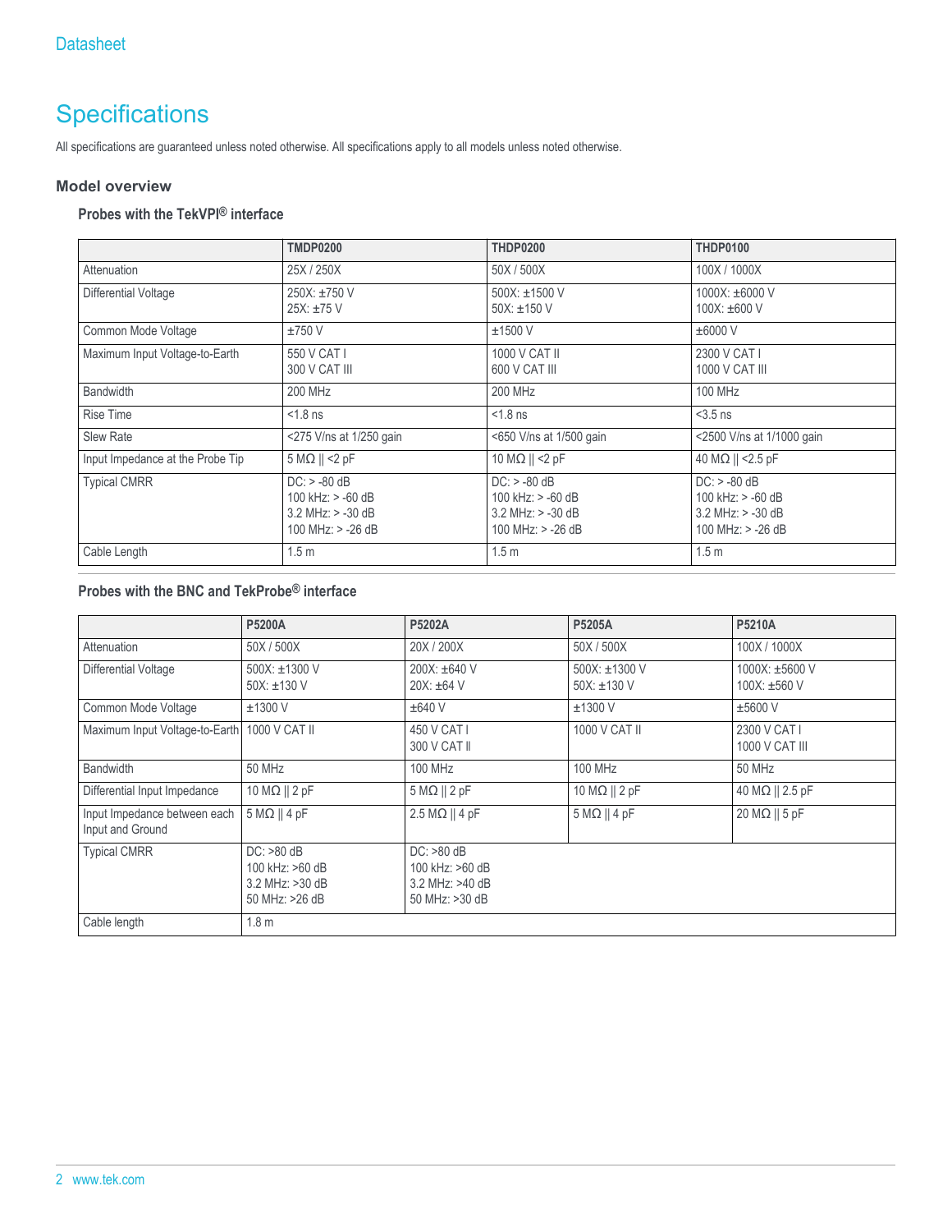# Specifications

All specifications are guaranteed unless noted otherwise. All specifications apply to all models unless noted otherwise.

## Model overview

### Probes with the TekVPI® interface

| | TMDP0200 | THDP0200 | THDP0100 |
|---|---|---|---|
| Attenuation | 25X / 250X | 50X / 500X | 100X / 1000X |
| Differential Voltage | 250X: ±750 V<br>25X: ±75 V | 500X: ±1500 V<br>50X: ±150 V | 1000X: ±6000 V<br>100X: ±600 V |
| Common Mode Voltage | ±750 V | ±1500 V | ±6000 V |
| Maximum Input Voltage-to-Earth | 550 V CAT I<br>300 V CAT III | 1000 V CAT II<br>600 V CAT III | 2300 V CAT I<br>1000 V CAT III |
| Bandwidth | 200 MHz | 200 MHz | 100 MHz |
| Rise Time | <1.8 ns | <1.8 ns | <3.5 ns |
| Slew Rate | <275 V/ns at 1/250 gain | <650 V/ns at 1/500 gain | <2500 V/ns at 1/1000 gain |
| Input Impedance at the Probe Tip | 5 MΩ \|\| <2 pF | 10 MΩ \|\| <2 pF | 40 MΩ \|\| <2.5 pF |
| Typical CMRR | DC: > -80 dB<br>100 kHz: > -60 dB<br>3.2 MHz: > -30 dB<br>100 MHz: > -26 dB | DC: > -80 dB<br>100 kHz: > -60 dB<br>3.2 MHz: > -30 dB<br>100 MHz: > -26 dB | DC: > -80 dB<br>100 kHz: > -60 dB<br>3.2 MHz: > -30 dB<br>100 MHz: > -26 dB |
| Cable Length | 1.5 m | 1.5 m | 1.5 m |

### Probes with the BNC and TekProbe® interface

| | P5200A | P5202A | P5205A | P5210A |
|---|---|---|---|---|
| Attenuation | 50X / 500X | 20X / 200X | 50X / 500X | 100X / 1000X |
| Differential Voltage | 500X: ±1300 V<br>50X: ±130 V | 200X: ±640 V<br>20X: ±64 V | 500X: ±1300 V<br>50X: ±130 V | 1000X: ±5600 V<br>100X: ±560 V |
| Common Mode Voltage | ±1300 V | ±640 V | ±1300 V | ±5600 V |
| Maximum Input Voltage-to-Earth | 1000 V CAT II | 450 V CAT I<br>300 V CAT II | 1000 V CAT II | 2300 V CAT I<br>1000 V CAT III |
| Bandwidth | 50 MHz | 100 MHz | 100 MHz | 50 MHz |
| Differential Input Impedance | 10 MΩ \|\| 2 pF | 5 MΩ \|\| 2 pF | 10 MΩ \|\| 2 pF | 40 MΩ \|\| 2.5 pF |
| Input Impedance between each Input and Ground | 5 MΩ \|\| 4 pF | 2.5 MΩ \|\| 4 pF | 5 MΩ \|\| 4 pF | 20 MΩ \|\| 5 pF |
| Typical CMRR | DC: >80 dB<br>100 kHz: >60 dB<br>3.2 MHz: >30 dB<br>50 MHz: >26 dB | DC: >80 dB<br>100 kHz: >60 dB<br>3.2 MHz: >40 dB<br>50 MHz: >30 dB | | |
| Cable length | 1.8 m | | | |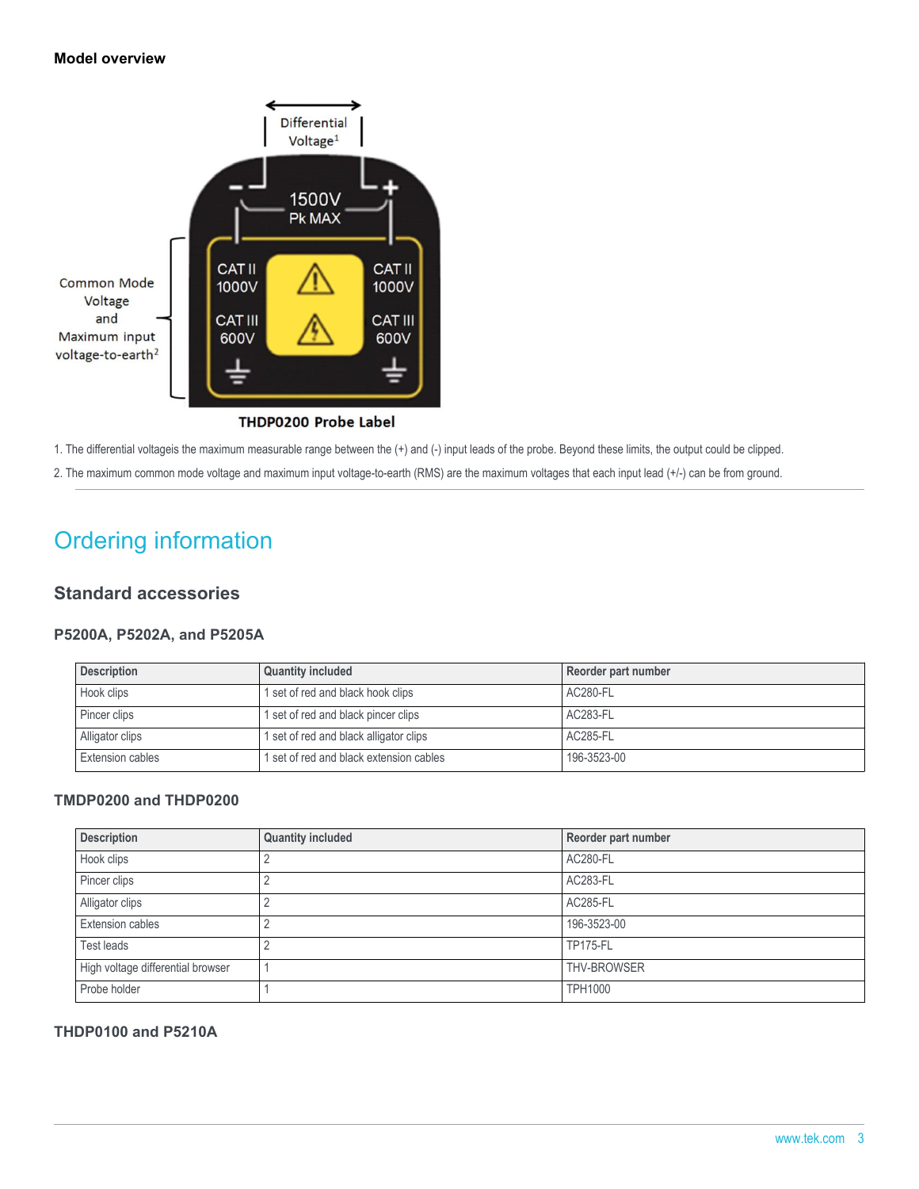#### Model overview

Differential Voltage[1]

1500V Pk MAX

Common Mode Voltage and Maximum input voltage-to-earth[2]

CAT II 1000V

CAT III 600V

CAT II 1000V

CAT III 600V

**THDP0200 Probe Label**

1. The differential voltageis the maximum measurable range between the (+) and (-) input leads of the probe. Beyond these limits, the output could be clipped.
2. The maximum common mode voltage and maximum input voltage-to-earth (RMS) are the maximum voltages that each input lead (+/-) can be from ground.

# Ordering information

## Standard accessories

### P5200A, P5202A, and P5205A

| Description | Quantity included | Reorder part number |
|---|---|---|
| Hook clips | 1 set of red and black hook clips | AC280-FL |
| Pincer clips | 1 set of red and black pincer clips | AC283-FL |
| Alligator clips | 1 set of red and black alligator clips | AC285-FL |
| Extension cables | 1 set of red and black extension cables | 196-3523-00 |

### TMDP0200 and THDP0200

| Description | Quantity included | Reorder part number |
|---|---|---|
| Hook clips | 2 | AC280-FL |
| Pincer clips | 2 | AC283-FL |
| Alligator clips | 2 | AC285-FL |
| Extension cables | 2 | 196-3523-00 |
| Test leads | 2 | TP175-FL |
| High voltage differential browser | 1 | THV-BROWSER |
| Probe holder | 1 | TPH1000 |

### THDP0100 and P5210A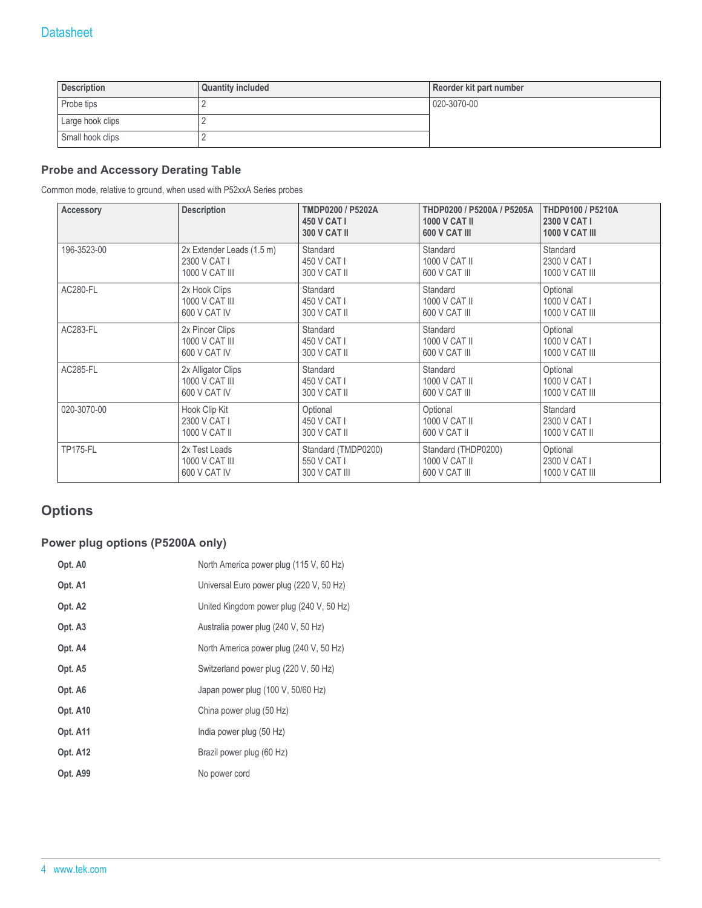| Description | Quantity included | Reorder kit part number |
|---|---|---|
| Probe tips | 2 | 020-3070-00 |
| Large hook clips | 2 | |
| Small hook clips | 2 | |

### Probe and Accessory Derating Table

Common mode, relative to ground, when used with P52xxA Series probes

| Accessory | Description | TMDP0200 / P5202A<br>450 V CAT I<br>300 V CAT II | THDP0200 / P5200A / P5205A<br>1000 V CAT II<br>600 V CAT III | THDP0100 / P5210A<br>2300 V CAT I<br>1000 V CAT III |
|---|---|---|---|---|
| 196-3523-00 | 2x Extender Leads (1.5 m)<br>2300 V CAT I<br>1000 V CAT III | Standard<br>450 V CAT I<br>300 V CAT II | Standard<br>1000 V CAT II<br>600 V CAT III | Standard<br>2300 V CAT I<br>1000 V CAT III |
| AC280-FL | 2x Hook Clips<br>1000 V CAT III<br>600 V CAT IV | Standard<br>450 V CAT I<br>300 V CAT II | Standard<br>1000 V CAT II<br>600 V CAT III | Optional<br>1000 V CAT I<br>1000 V CAT III |
| AC283-FL | 2x Pincer Clips<br>1000 V CAT III<br>600 V CAT IV | Standard<br>450 V CAT I<br>300 V CAT II | Standard<br>1000 V CAT II<br>600 V CAT III | Optional<br>1000 V CAT I<br>1000 V CAT III |
| AC285-FL | 2x Alligator Clips<br>1000 V CAT III<br>600 V CAT IV | Standard<br>450 V CAT I<br>300 V CAT II | Standard<br>1000 V CAT II<br>600 V CAT III | Optional<br>1000 V CAT I<br>1000 V CAT III |
| 020-3070-00 | Hook Clip Kit<br>2300 V CAT I<br>1000 V CAT II | Optional<br>450 V CAT I<br>300 V CAT II | Optional<br>1000 V CAT II<br>600 V CAT II | Standard<br>2300 V CAT I<br>1000 V CAT II |
| TP175-FL | 2x Test Leads<br>1000 V CAT III<br>600 V CAT IV | Standard (TMDP0200)<br>550 V CAT I<br>300 V CAT III | Standard (THDP0200)<br>1000 V CAT II<br>600 V CAT III | Optional<br>2300 V CAT I<br>1000 V CAT III |

## Options

### Power plug options (P5200A only)

| | |
|---|---|
| **Opt. A0** | North America power plug (115 V, 60 Hz) |
| **Opt. A1** | Universal Euro power plug (220 V, 50 Hz) |
| **Opt. A2** | United Kingdom power plug (240 V, 50 Hz) |
| **Opt. A3** | Australia power plug (240 V, 50 Hz) |
| **Opt. A4** | North America power plug (240 V, 50 Hz) |
| **Opt. A5** | Switzerland power plug (220 V, 50 Hz) |
| **Opt. A6** | Japan power plug (100 V, 50/60 Hz) |
| **Opt. A10** | China power plug (50 Hz) |
| **Opt. A11** | India power plug (50 Hz) |
| **Opt. A12** | Brazil power plug (60 Hz) |
| **Opt. A99** | No power cord |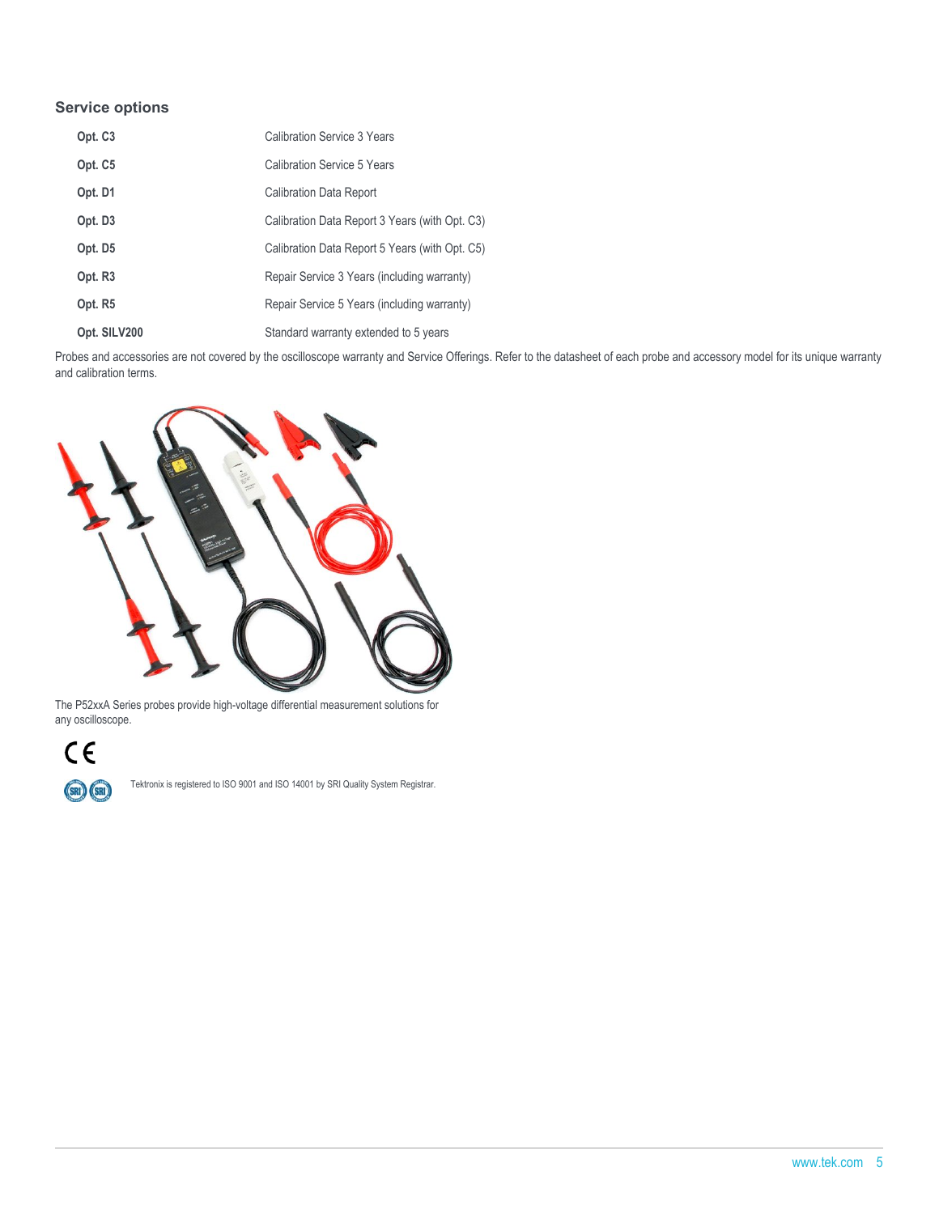## Service options

| Option | Description |
| --- | --- |
| **Opt. C3** | Calibration Service 3 Years |
| **Opt. C5** | Calibration Service 5 Years |
| **Opt. D1** | Calibration Data Report |
| **Opt. D3** | Calibration Data Report 3 Years (with Opt. C3) |
| **Opt. D5** | Calibration Data Report 5 Years (with Opt. C5) |
| **Opt. R3** | Repair Service 3 Years (including warranty) |
| **Opt. R5** | Repair Service 5 Years (including warranty) |
| **Opt. SILV200** | Standard warranty extended to 5 years |

Probes and accessories are not covered by the oscilloscope warranty and Service Offerings. Refer to the datasheet of each probe and accessory model for its unique warranty and calibration terms.

The P52xxA Series probes provide high-voltage differential measurement solutions for any oscilloscope.

Tektronix is registered to ISO 9001 and ISO 14001 by SRI Quality System Registrar.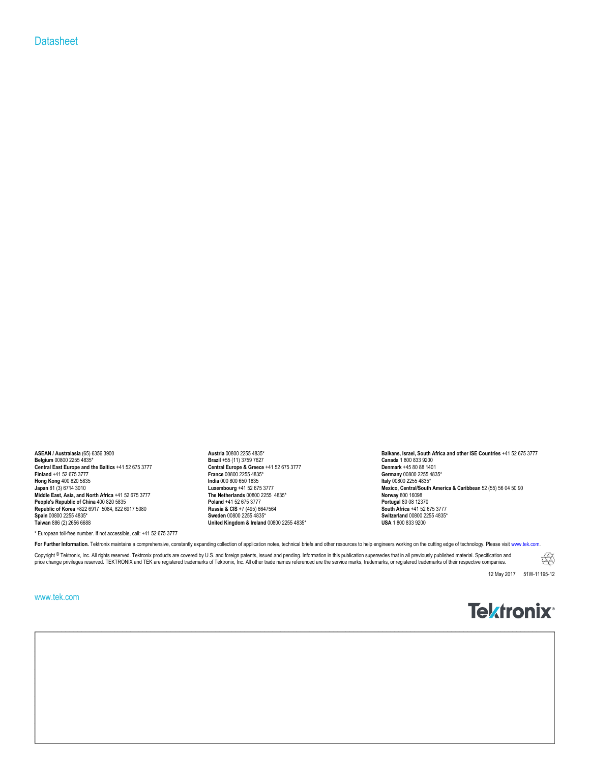**ASEAN / Australasia** (65) 6356 3900
**Belgium** 00800 2255 4835*
**Central East Europe and the Baltics** +41 52 675 3777
**Finland** +41 52 675 3777
**Hong Kong** 400 820 5835
**Japan** 81 (3) 6714 3010
**Middle East, Asia, and North Africa** +41 52 675 3777
**People's Republic of China** 400 820 5835
**Republic of Korea** +822 6917 5084, 822 6917 5080
**Spain** 00800 2255 4835*
**Taiwan** 886 (2) 2656 6688

**Austria** 00800 2255 4835*
**Brazil** +55 (11) 3759 7627
**Central Europe & Greece** +41 52 675 3777
**France** 00800 2255 4835*
**India** 000 800 650 1835
**Luxembourg** +41 52 675 3777
**The Netherlands** 00800 2255 4835*
**Poland** +41 52 675 3777
**Russia & CIS** +7 (495) 6647564
**Sweden** 00800 2255 4835*
**United Kingdom & Ireland** 00800 2255 4835*

**Balkans, Israel, South Africa and other ISE Countries** +41 52 675 3777
**Canada** 1 800 833 9200
**Denmark** +45 80 88 1401
**Germany** 00800 2255 4835*
**Italy** 00800 2255 4835*
**Mexico, Central/South America & Caribbean** 52 (55) 56 04 50 90
**Norway** 800 16098
**Portugal** 80 08 12370
**South Africa** +41 52 675 3777
**Switzerland** 00800 2255 4835*
**USA** 1 800 833 9200

* European toll-free number. If not accessible, call: +41 52 675 3777

**For Further Information.** Tektronix maintains a comprehensive, constantly expanding collection of application notes, technical briefs and other resources to help engineers working on the cutting edge of technology. Please visit www.tek.com.

Copyright © Tektronix, Inc. All rights reserved. Tektronix products are covered by U.S. and foreign patents, issued and pending. Information in this publication supersedes that in all previously published material. Specification and price change privileges reserved. TEKTRONIX and TEK are registered trademarks of Tektronix, Inc. All other trade names referenced are the service marks, trademarks, or registered trademarks of their respective companies.

12 May 2017 51W-11195-12

www.tek.com

Tektronix®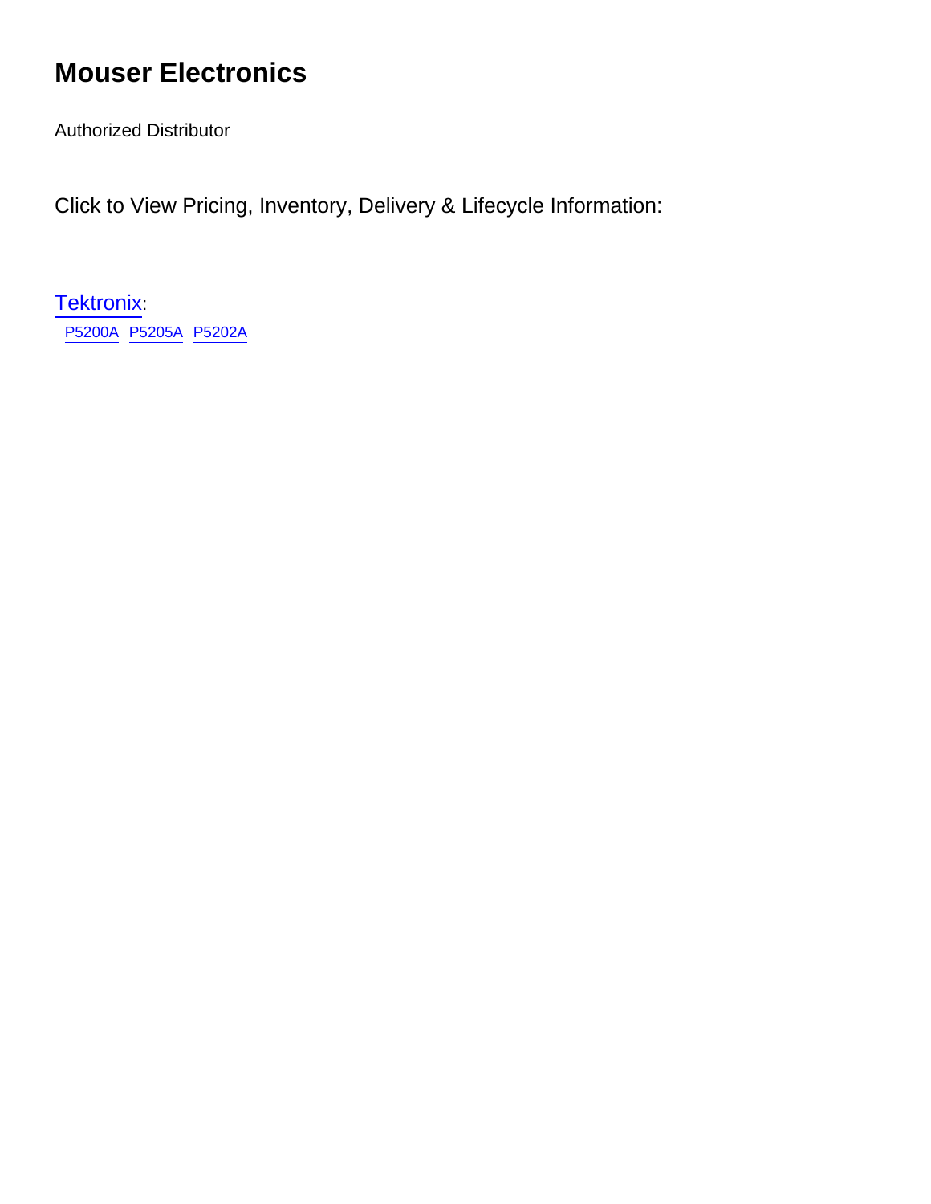# Mouser Electronics

Authorized Distributor

Click to View Pricing, Inventory, Delivery & Lifecycle Information:

Tektronix:

P5200A P5205A P5202A